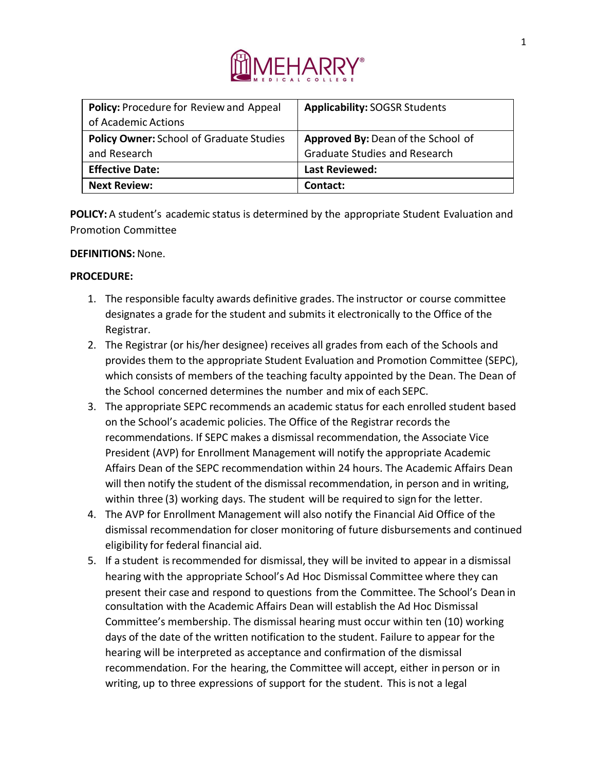| **Policy:** Procedure for Review and Appeal of Academic Actions | **Applicability:** SOGSR Students |
| --- | --- |
| **Policy Owner:** School of Graduate Studies and Research | **Approved By:** Dean of the School of Graduate Studies and Research |
| **Effective Date:** | **Last Reviewed:** |
| **Next Review:** | **Contact:** |

**POLICY:** A student's academic status is determined by the appropriate Student Evaluation and Promotion Committee

**DEFINITIONS:** None.

**PROCEDURE:**

1. The responsible faculty awards definitive grades. The instructor or course committee designates a grade for the student and submits it electronically to the Office of the Registrar.
2. The Registrar (or his/her designee) receives all grades from each of the Schools and provides them to the appropriate Student Evaluation and Promotion Committee (SEPC), which consists of members of the teaching faculty appointed by the Dean. The Dean of the School concerned determines the number and mix of each SEPC.
3. The appropriate SEPC recommends an academic status for each enrolled student based on the School's academic policies. The Office of the Registrar records the recommendations. If SEPC makes a dismissal recommendation, the Associate Vice President (AVP) for Enrollment Management will notify the appropriate Academic Affairs Dean of the SEPC recommendation within 24 hours. The Academic Affairs Dean will then notify the student of the dismissal recommendation, in person and in writing, within three (3) working days. The student will be required to sign for the letter.
4. The AVP for Enrollment Management will also notify the Financial Aid Office of the dismissal recommendation for closer monitoring of future disbursements and continued eligibility for federal financial aid.
5. If a student is recommended for dismissal, they will be invited to appear in a dismissal hearing with the appropriate School's Ad Hoc Dismissal Committee where they can present their case and respond to questions from the Committee. The School's Dean in consultation with the Academic Affairs Dean will establish the Ad Hoc Dismissal Committee's membership. The dismissal hearing must occur within ten (10) working days of the date of the written notification to the student. Failure to appear for the hearing will be interpreted as acceptance and confirmation of the dismissal recommendation. For the hearing, the Committee will accept, either in person or in writing, up to three expressions of support for the student. This is not a legal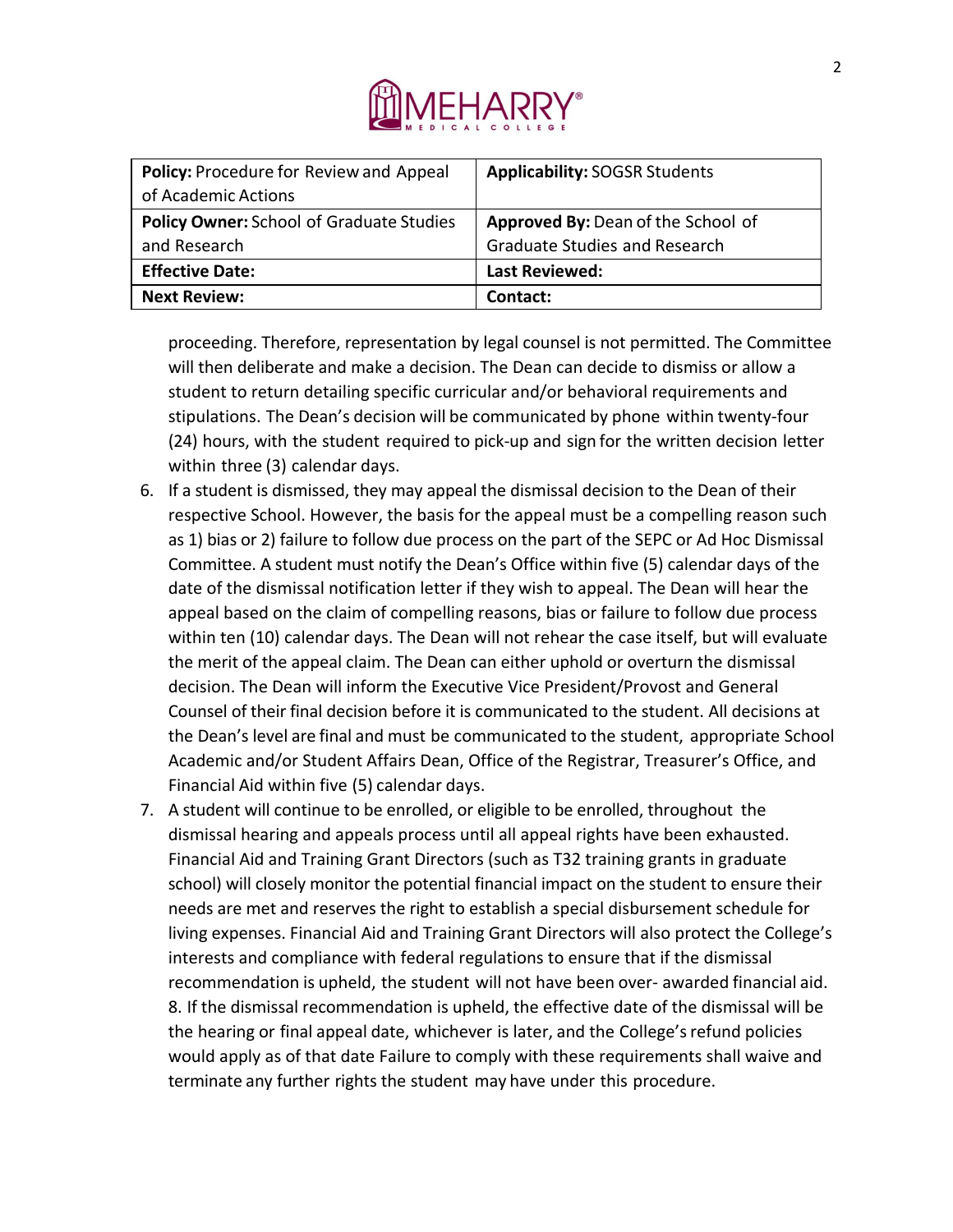| **Policy:** Procedure for Review and Appeal of Academic Actions | **Applicability:** SOGSR Students |
| --- | --- |
| **Policy Owner:** School of Graduate Studies and Research | **Approved By:** Dean of the School of Graduate Studies and Research |
| **Effective Date:** | **Last Reviewed:** |
| **Next Review:** | **Contact:** |

proceeding. Therefore, representation by legal counsel is not permitted. The Committee will then deliberate and make a decision. The Dean can decide to dismiss or allow a student to return detailing specific curricular and/or behavioral requirements and stipulations. The Dean's decision will be communicated by phone within twenty-four (24) hours, with the student required to pick-up and sign for the written decision letter within three (3) calendar days.

6. If a student is dismissed, they may appeal the dismissal decision to the Dean of their respective School. However, the basis for the appeal must be a compelling reason such as 1) bias or 2) failure to follow due process on the part of the SEPC or Ad Hoc Dismissal Committee. A student must notify the Dean's Office within five (5) calendar days of the date of the dismissal notification letter if they wish to appeal. The Dean will hear the appeal based on the claim of compelling reasons, bias or failure to follow due process within ten (10) calendar days. The Dean will not rehear the case itself, but will evaluate the merit of the appeal claim. The Dean can either uphold or overturn the dismissal decision. The Dean will inform the Executive Vice President/Provost and General Counsel of their final decision before it is communicated to the student. All decisions at the Dean's level are final and must be communicated to the student, appropriate School Academic and/or Student Affairs Dean, Office of the Registrar, Treasurer's Office, and Financial Aid within five (5) calendar days.
7. A student will continue to be enrolled, or eligible to be enrolled, throughout the dismissal hearing and appeals process until all appeal rights have been exhausted. Financial Aid and Training Grant Directors (such as T32 training grants in graduate school) will closely monitor the potential financial impact on the student to ensure their needs are met and reserves the right to establish a special disbursement schedule for living expenses. Financial Aid and Training Grant Directors will also protect the College's interests and compliance with federal regulations to ensure that if the dismissal recommendation is upheld, the student will not have been over- awarded financial aid. 8. If the dismissal recommendation is upheld, the effective date of the dismissal will be the hearing or final appeal date, whichever is later, and the College's refund policies would apply as of that date Failure to comply with these requirements shall waive and terminate any further rights the student may have under this procedure.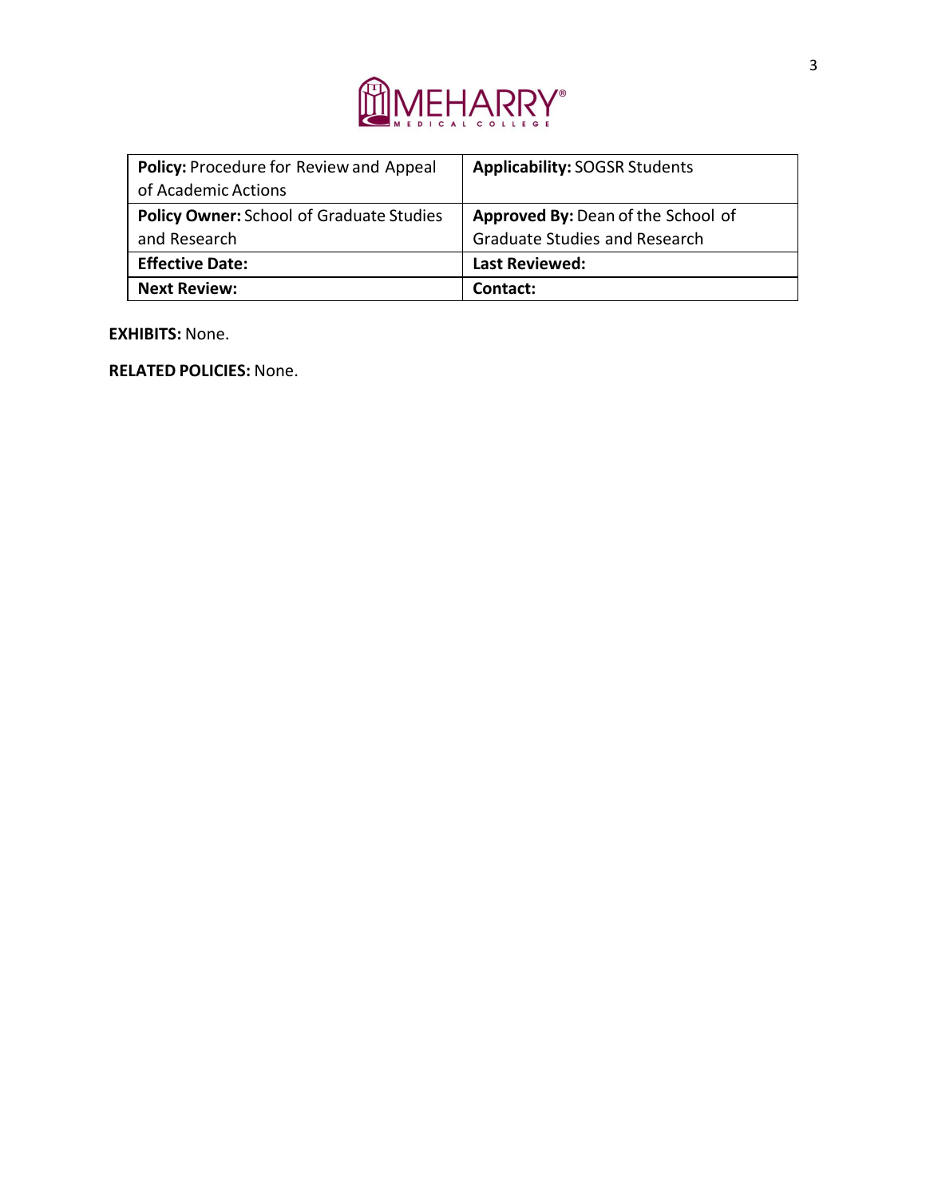| | |
|---|---|
| **Policy:** Procedure for Review and Appeal of Academic Actions | **Applicability:** SOGSR Students |
| **Policy Owner:** School of Graduate Studies and Research | **Approved By:** Dean of the School of Graduate Studies and Research |
| **Effective Date:** | **Last Reviewed:** |
| **Next Review:** | **Contact:** |

**EXHIBITS:** None.

**RELATED POLICIES:** None.